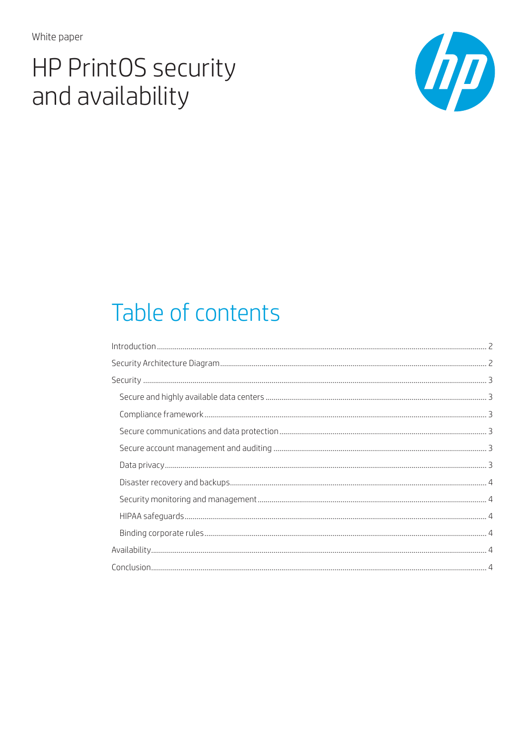White paper

# HP PrintOS security and availability

## Table of contents

- Introduction ... 2
- Security Architecture Diagram ... 2
- Security ... 3
  - Secure and highly available data centers ... 3
  - Compliance framework ... 3
  - Secure communications and data protection ... 3
  - Secure account management and auditing ... 3
  - Data privacy ... 3
  - Disaster recovery and backups ... 4
  - Security monitoring and management ... 4
  - HIPAA safeguards ... 4
  - Binding corporate rules ... 4
- Availability ... 4
- Conclusion ... 4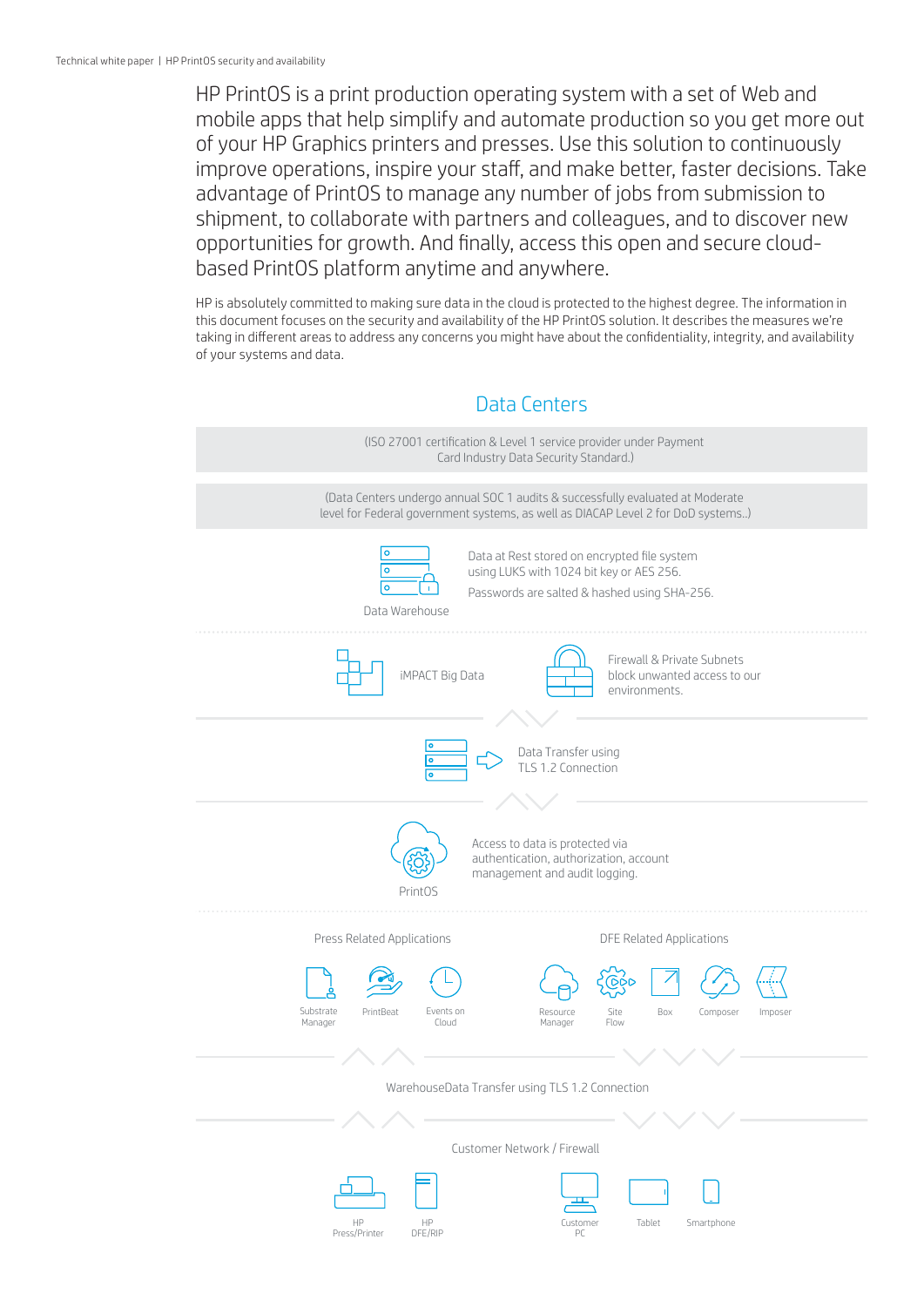HP PrintOS is a print production operating system with a set of Web and mobile apps that help simplify and automate production so you get more out of your HP Graphics printers and presses. Use this solution to continuously improve operations, inspire your staff, and make better, faster decisions. Take advantage of PrintOS to manage any number of jobs from submission to shipment, to collaborate with partners and colleagues, and to discover new opportunities for growth. And finally, access this open and secure cloud-based PrintOS platform anytime and anywhere.

HP is absolutely committed to making sure data in the cloud is protected to the highest degree. The information in this document focuses on the security and availability of the HP PrintOS solution. It describes the measures we're taking in different areas to address any concerns you might have about the confidentiality, integrity, and availability of your systems and data.

## Data Centers

(ISO 27001 certification & Level 1 service provider under Payment Card Industry Data Security Standard.)

(Data Centers undergo annual SOC 1 audits & successfully evaluated at Moderate level for Federal government systems, as well as DIACAP Level 2 for DoD systems..)

Data Warehouse

Data at Rest stored on encrypted file system using LUKS with 1024 bit key or AES 256.

Passwords are salted & hashed using SHA-256.

iMPACT Big Data

Firewall & Private Subnets block unwanted access to our environments.

Data Transfer using TLS 1.2 Connection

PrintOS

Access to data is protected via authentication, authorization, account management and audit logging.

Press Related Applications: Substrate Manager, PrintBeat, Events on Cloud

DFE Related Applications: Resource Manager, Site Flow, Box, Composer, Imposer

WarehouseData Transfer using TLS 1.2 Connection

Customer Network / Firewall

HP Press/Printer, HP DFE/RIP, Customer PC, Tablet, Smartphone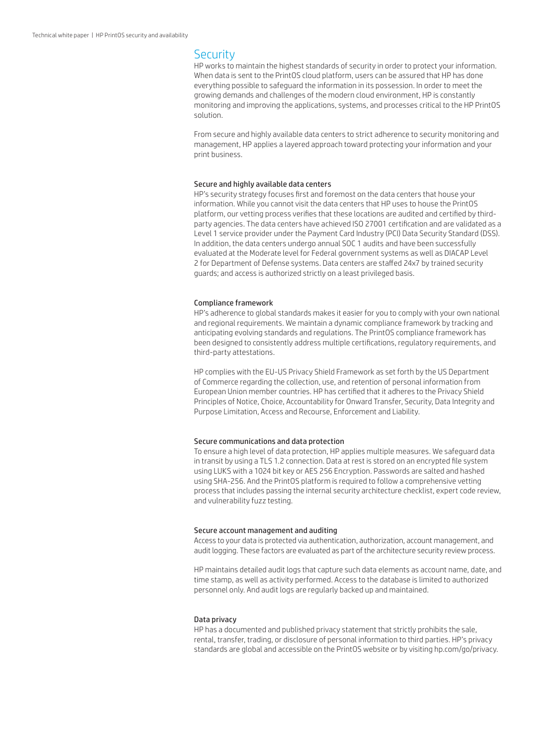# Security

HP works to maintain the highest standards of security in order to protect your information. When data is sent to the PrintOS cloud platform, users can be assured that HP has done everything possible to safeguard the information in its possession. In order to meet the growing demands and challenges of the modern cloud environment, HP is constantly monitoring and improving the applications, systems, and processes critical to the HP PrintOS solution.

From secure and highly available data centers to strict adherence to security monitoring and management, HP applies a layered approach toward protecting your information and your print business.

## Secure and highly available data centers

HP's security strategy focuses first and foremost on the data centers that house your information. While you cannot visit the data centers that HP uses to house the PrintOS platform, our vetting process verifies that these locations are audited and certified by third-party agencies. The data centers have achieved ISO 27001 certification and are validated as a Level 1 service provider under the Payment Card Industry (PCI) Data Security Standard (DSS). In addition, the data centers undergo annual SOC 1 audits and have been successfully evaluated at the Moderate level for Federal government systems as well as DIACAP Level 2 for Department of Defense systems. Data centers are staffed 24x7 by trained security guards; and access is authorized strictly on a least privileged basis.

## Compliance framework

HP's adherence to global standards makes it easier for you to comply with your own national and regional requirements. We maintain a dynamic compliance framework by tracking and anticipating evolving standards and regulations. The PrintOS compliance framework has been designed to consistently address multiple certifications, regulatory requirements, and third-party attestations.

HP complies with the EU-US Privacy Shield Framework as set forth by the US Department of Commerce regarding the collection, use, and retention of personal information from European Union member countries. HP has certified that it adheres to the Privacy Shield Principles of Notice, Choice, Accountability for Onward Transfer, Security, Data Integrity and Purpose Limitation, Access and Recourse, Enforcement and Liability.

## Secure communications and data protection

To ensure a high level of data protection, HP applies multiple measures. We safeguard data in transit by using a TLS 1.2 connection. Data at rest is stored on an encrypted file system using LUKS with a 1024 bit key or AES 256 Encryption. Passwords are salted and hashed using SHA-256. And the PrintOS platform is required to follow a comprehensive vetting process that includes passing the internal security architecture checklist, expert code review, and vulnerability fuzz testing.

## Secure account management and auditing

Access to your data is protected via authentication, authorization, account management, and audit logging. These factors are evaluated as part of the architecture security review process.

HP maintains detailed audit logs that capture such data elements as account name, date, and time stamp, as well as activity performed. Access to the database is limited to authorized personnel only. And audit logs are regularly backed up and maintained.

## Data privacy

HP has a documented and published privacy statement that strictly prohibits the sale, rental, transfer, trading, or disclosure of personal information to third parties. HP's privacy standards are global and accessible on the PrintOS website or by visiting hp.com/go/privacy.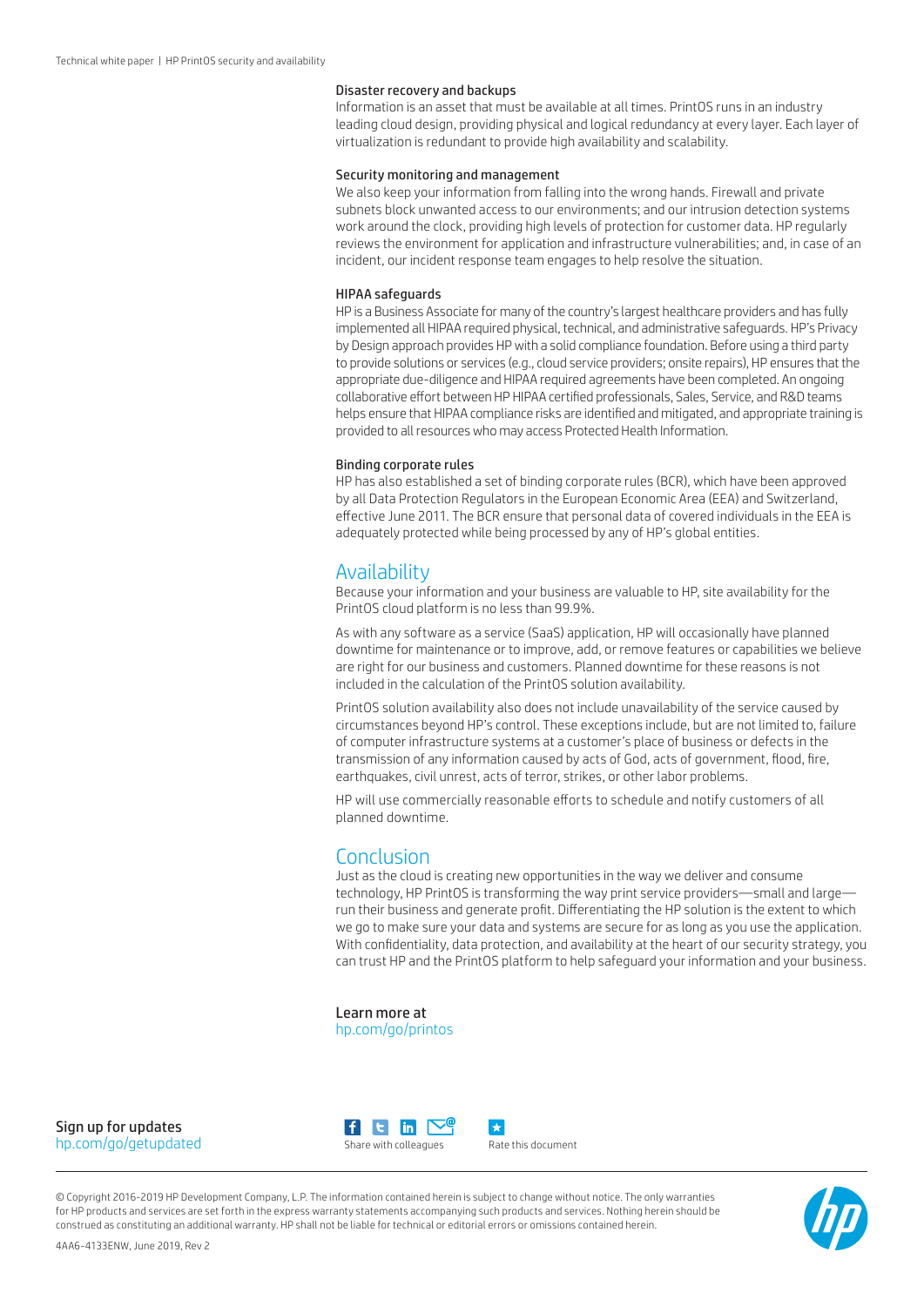### Disaster recovery and backups

Information is an asset that must be available at all times. PrintOS runs in an industry leading cloud design, providing physical and logical redundancy at every layer. Each layer of virtualization is redundant to provide high availability and scalability.

### Security monitoring and management

We also keep your information from falling into the wrong hands. Firewall and private subnets block unwanted access to our environments; and our intrusion detection systems work around the clock, providing high levels of protection for customer data. HP regularly reviews the environment for application and infrastructure vulnerabilities; and, in case of an incident, our incident response team engages to help resolve the situation.

### HIPAA safeguards

HP is a Business Associate for many of the country's largest healthcare providers and has fully implemented all HIPAA required physical, technical, and administrative safeguards. HP's Privacy by Design approach provides HP with a solid compliance foundation. Before using a third party to provide solutions or services (e.g., cloud service providers; onsite repairs), HP ensures that the appropriate due-diligence and HIPAA required agreements have been completed. An ongoing collaborative effort between HP HIPAA certified professionals, Sales, Service, and R&D teams helps ensure that HIPAA compliance risks are identified and mitigated, and appropriate training is provided to all resources who may access Protected Health Information.

### Binding corporate rules

HP has also established a set of binding corporate rules (BCR), which have been approved by all Data Protection Regulators in the European Economic Area (EEA) and Switzerland, effective June 2011. The BCR ensure that personal data of covered individuals in the EEA is adequately protected while being processed by any of HP's global entities.

## Availability

Because your information and your business are valuable to HP, site availability for the PrintOS cloud platform is no less than 99.9%.

As with any software as a service (SaaS) application, HP will occasionally have planned downtime for maintenance or to improve, add, or remove features or capabilities we believe are right for our business and customers. Planned downtime for these reasons is not included in the calculation of the PrintOS solution availability.

PrintOS solution availability also does not include unavailability of the service caused by circumstances beyond HP's control. These exceptions include, but are not limited to, failure of computer infrastructure systems at a customer's place of business or defects in the transmission of any information caused by acts of God, acts of government, flood, fire, earthquakes, civil unrest, acts of terror, strikes, or other labor problems.

HP will use commercially reasonable efforts to schedule and notify customers of all planned downtime.

## Conclusion

Just as the cloud is creating new opportunities in the way we deliver and consume technology, HP PrintOS is transforming the way print service providers—small and large—run their business and generate profit. Differentiating the HP solution is the extent to which we go to make sure your data and systems are secure for as long as you use the application. With confidentiality, data protection, and availability at the heart of our security strategy, you can trust HP and the PrintOS platform to help safeguard your information and your business.

Learn more at
hp.com/go/printos

Sign up for updates
hp.com/go/getupdated

Share with colleagues

Rate this document

© Copyright 2016-2019 HP Development Company, L.P. The information contained herein is subject to change without notice. The only warranties for HP products and services are set forth in the express warranty statements accompanying such products and services. Nothing herein should be construed as constituting an additional warranty. HP shall not be liable for technical or editorial errors or omissions contained herein.

4AA6-4133ENW, June 2019, Rev 2